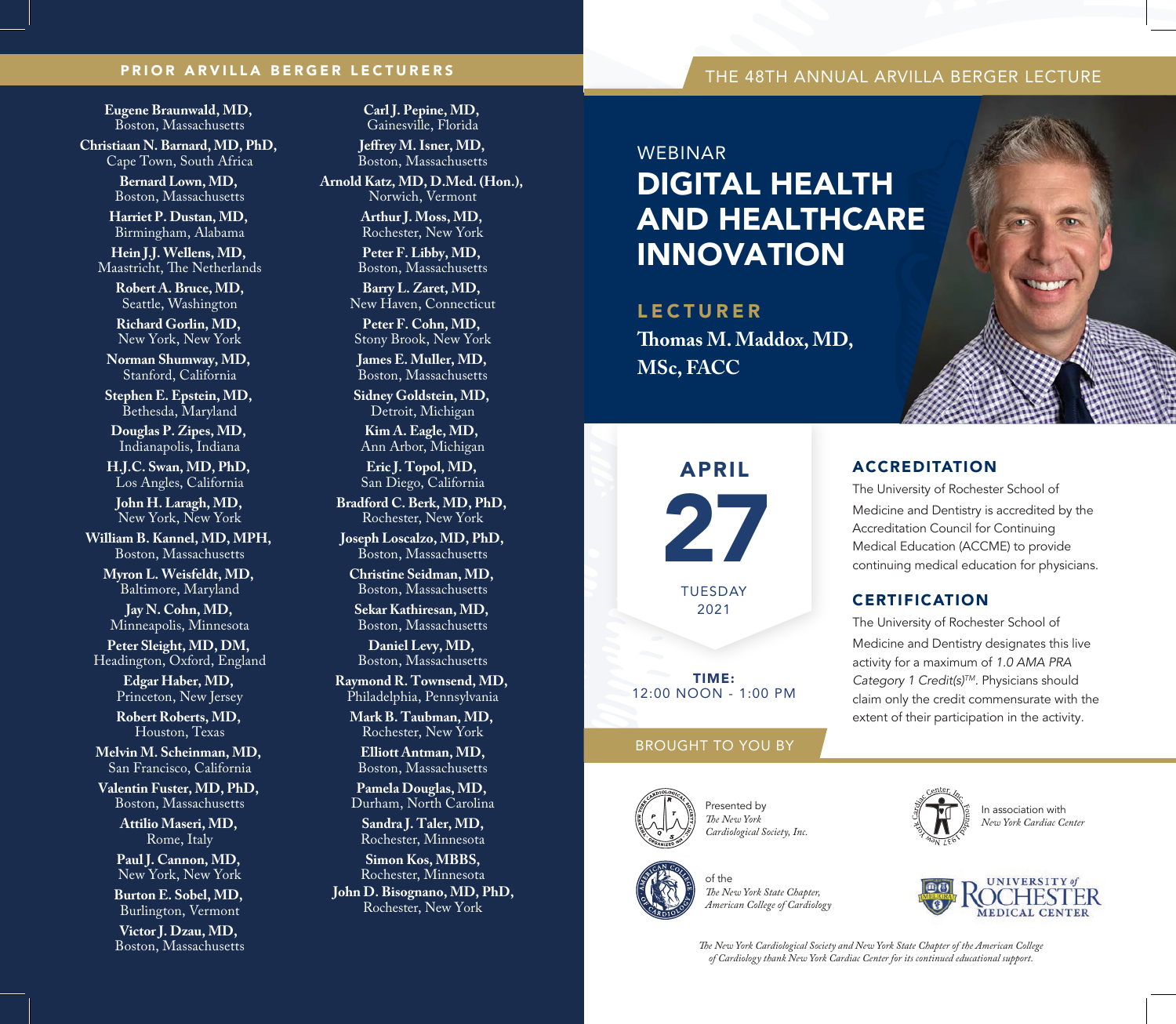## PRIOR ARVILLA BERGER LECTURERS

**Eugene Braunwald, MD,**
Boston, Massachusetts

**Christiaan N. Barnard, MD, PhD,**
Cape Town, South Africa

**Bernard Lown, MD,**
Boston, Massachusetts

**Harriet P. Dustan, MD,**
Birmingham, Alabama

**Hein J.J. Wellens, MD,**
Maastricht, The Netherlands

**Robert A. Bruce, MD,**
Seattle, Washington

**Richard Gorlin, MD,**
New York, New York

**Norman Shumway, MD,**
Stanford, California

**Stephen E. Epstein, MD,**
Bethesda, Maryland

**Douglas P. Zipes, MD,**
Indianapolis, Indiana

**H.J.C. Swan, MD, PhD,**
Los Angles, California

**John H. Laragh, MD,**
New York, New York

**William B. Kannel, MD, MPH,**
Boston, Massachusetts

**Myron L. Weisfeldt, MD,**
Baltimore, Maryland

**Jay N. Cohn, MD,**
Minneapolis, Minnesota

**Peter Sleight, MD, DM,**
Headington, Oxford, England

**Edgar Haber, MD,**
Princeton, New Jersey

**Robert Roberts, MD,**
Houston, Texas

**Melvin M. Scheinman, MD,**
San Francisco, California

**Valentin Fuster, MD, PhD,**
Boston, Massachusetts

**Attilio Maseri, MD,**
Rome, Italy

**Paul J. Cannon, MD,**
New York, New York

**Burton E. Sobel, MD,**
Burlington, Vermont

**Victor J. Dzau, MD,**
Boston, Massachusetts

**Carl J. Pepine, MD,**
Gainesville, Florida

**Jeffrey M. Isner, MD,**
Boston, Massachusetts

**Arnold Katz, MD, D.Med. (Hon.),**
Norwich, Vermont

**Arthur J. Moss, MD,**
Rochester, New York

**Peter F. Libby, MD,**
Boston, Massachusetts

**Barry L. Zaret, MD,**
New Haven, Connecticut

**Peter F. Cohn, MD,**
Stony Brook, New York

**James E. Muller, MD,**
Boston, Massachusetts

**Sidney Goldstein, MD,**
Detroit, Michigan

**Kim A. Eagle, MD,**
Ann Arbor, Michigan

**Eric J. Topol, MD,**
San Diego, California

**Bradford C. Berk, MD, PhD,**
Rochester, New York

**Joseph Loscalzo, MD, PhD,**
Boston, Massachusetts

**Christine Seidman, MD,**
Boston, Massachusetts

**Sekar Kathiresan, MD,**
Boston, Massachusetts

**Daniel Levy, MD,**
Boston, Massachusetts

**Raymond R. Townsend, MD,**
Philadelphia, Pennsylvania

**Mark B. Taubman, MD,**
Rochester, New York

**Elliott Antman, MD,**
Boston, Massachusetts

**Pamela Douglas, MD,**
Durham, North Carolina

**Sandra J. Taler, MD,**
Rochester, Minnesota

**Simon Kos, MBBS,**
Rochester, Minnesota

**John D. Bisognano, MD, PhD,**
Rochester, New York

## THE 48TH ANNUAL ARVILLA BERGER LECTURE

WEBINAR

# DIGITAL HEALTH AND HEALTHCARE INNOVATION

**LECTURER**

**Thomas M. Maddox, MD, MSc, FACC**

**APRIL 27**
TUESDAY
2021

**TIME:**
12:00 NOON - 1:00 PM

### ACCREDITATION

The University of Rochester School of Medicine and Dentistry is accredited by the Accreditation Council for Continuing Medical Education (ACCME) to provide continuing medical education for physicians.

### CERTIFICATION

The University of Rochester School of Medicine and Dentistry designates this live activity for a maximum of *1.0 AMA PRA Category 1 Credit(s)™*. Physicians should claim only the credit commensurate with the extent of their participation in the activity.

### BROUGHT TO YOU BY

Presented by *The New York Cardiological Society, Inc.*

In association with *New York Cardiac Center*

of the *The New York State Chapter, American College of Cardiology*

UNIVERSITY of ROCHESTER MEDICAL CENTER

*The New York Cardiological Society and New York State Chapter of the American College of Cardiology thank New York Cardiac Center for its continued educational support.*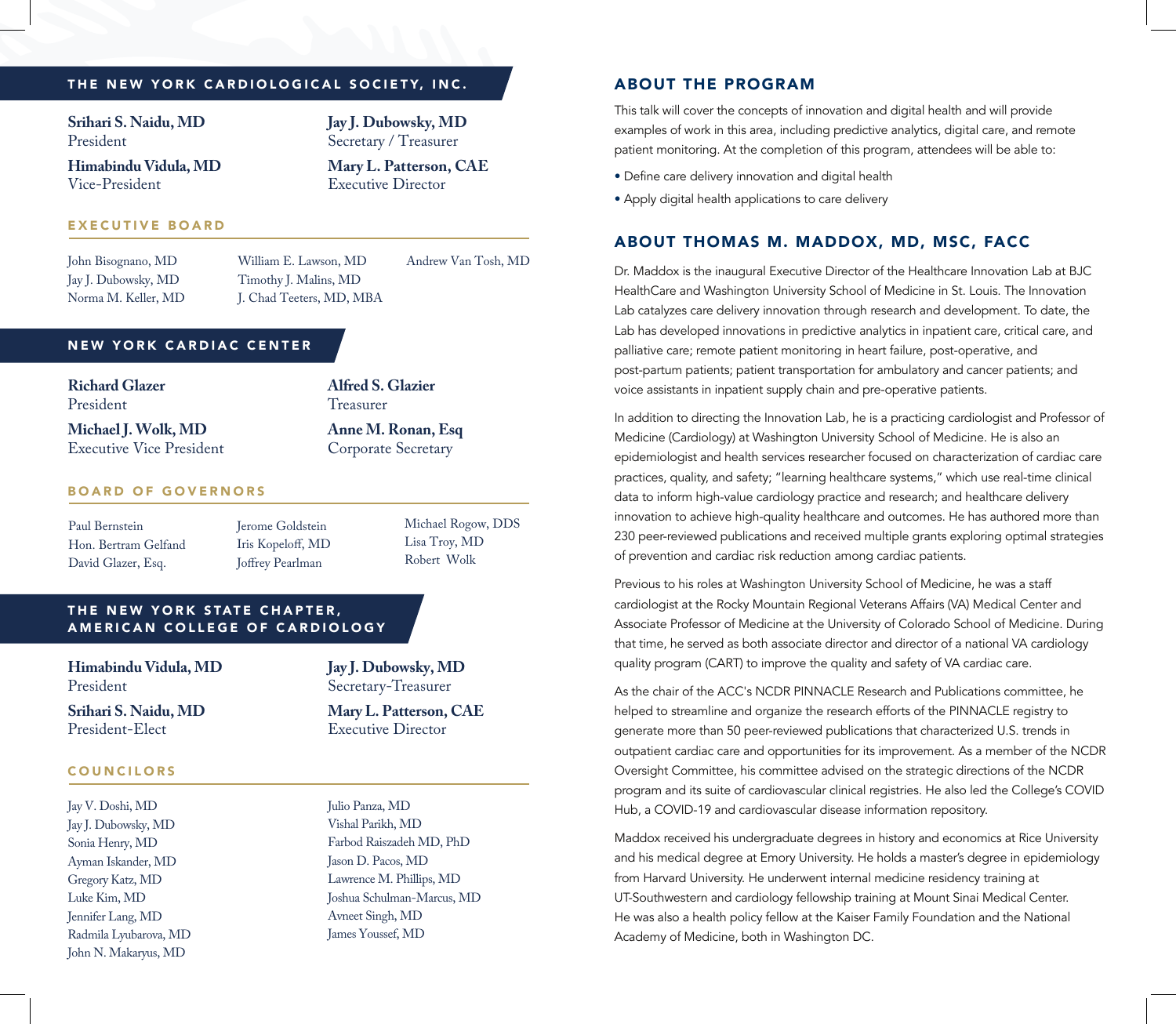## THE NEW YORK CARDIOLOGICAL SOCIETY, INC.

**Srihari S. Naidu, MD**
President

**Himabindu Vidula, MD**
Vice-President

**Jay J. Dubowsky, MD**
Secretary / Treasurer

**Mary L. Patterson, CAE**
Executive Director

### EXECUTIVE BOARD

John Bisognano, MD
Jay J. Dubowsky, MD
Norma M. Keller, MD
William E. Lawson, MD
Timothy J. Malins, MD
J. Chad Teeters, MD, MBA
Andrew Van Tosh, MD

## NEW YORK CARDIAC CENTER

**Richard Glazer**
President

**Michael J. Wolk, MD**
Executive Vice President

**Alfred S. Glazier**
Treasurer

**Anne M. Ronan, Esq**
Corporate Secretary

### BOARD OF GOVERNORS

Paul Bernstein
Hon. Bertram Gelfand
David Glazer, Esq.
Jerome Goldstein
Iris Kopeloff, MD
Joffrey Pearlman
Michael Rogow, DDS
Lisa Troy, MD
Robert Wolk

## THE NEW YORK STATE CHAPTER, AMERICAN COLLEGE OF CARDIOLOGY

**Himabindu Vidula, MD**
President

**Srihari S. Naidu, MD**
President-Elect

**Jay J. Dubowsky, MD**
Secretary-Treasurer

**Mary L. Patterson, CAE**
Executive Director

### COUNCILORS

Jay V. Doshi, MD
Jay J. Dubowsky, MD
Sonia Henry, MD
Ayman Iskander, MD
Gregory Katz, MD
Luke Kim, MD
Jennifer Lang, MD
Radmila Lyubarova, MD
John N. Makaryus, MD
Julio Panza, MD
Vishal Parikh, MD
Farbod Raiszadeh MD, PhD
Jason D. Pacos, MD
Lawrence M. Phillips, MD
Joshua Schulman-Marcus, MD
Avneet Singh, MD
James Youssef, MD

## ABOUT THE PROGRAM

This talk will cover the concepts of innovation and digital health and will provide examples of work in this area, including predictive analytics, digital care, and remote patient monitoring. At the completion of this program, attendees will be able to:

- Define care delivery innovation and digital health
- Apply digital health applications to care delivery

## ABOUT THOMAS M. MADDOX, MD, MSC, FACC

Dr. Maddox is the inaugural Executive Director of the Healthcare Innovation Lab at BJC HealthCare and Washington University School of Medicine in St. Louis. The Innovation Lab catalyzes care delivery innovation through research and development. To date, the Lab has developed innovations in predictive analytics in inpatient care, critical care, and palliative care; remote patient monitoring in heart failure, post-operative, and post-partum patients; patient transportation for ambulatory and cancer patients; and voice assistants in inpatient supply chain and pre-operative patients.

In addition to directing the Innovation Lab, he is a practicing cardiologist and Professor of Medicine (Cardiology) at Washington University School of Medicine. He is also an epidemiologist and health services researcher focused on characterization of cardiac care practices, quality, and safety; "learning healthcare systems," which use real-time clinical data to inform high-value cardiology practice and research; and healthcare delivery innovation to achieve high-quality healthcare and outcomes. He has authored more than 230 peer-reviewed publications and received multiple grants exploring optimal strategies of prevention and cardiac risk reduction among cardiac patients.

Previous to his roles at Washington University School of Medicine, he was a staff cardiologist at the Rocky Mountain Regional Veterans Affairs (VA) Medical Center and Associate Professor of Medicine at the University of Colorado School of Medicine. During that time, he served as both associate director and director of a national VA cardiology quality program (CART) to improve the quality and safety of VA cardiac care.

As the chair of the ACC's NCDR PINNACLE Research and Publications committee, he helped to streamline and organize the research efforts of the PINNACLE registry to generate more than 50 peer-reviewed publications that characterized U.S. trends in outpatient cardiac care and opportunities for its improvement. As a member of the NCDR Oversight Committee, his committee advised on the strategic directions of the NCDR program and its suite of cardiovascular clinical registries. He also led the College's COVID Hub, a COVID-19 and cardiovascular disease information repository.

Maddox received his undergraduate degrees in history and economics at Rice University and his medical degree at Emory University. He holds a master's degree in epidemiology from Harvard University. He underwent internal medicine residency training at UT-Southwestern and cardiology fellowship training at Mount Sinai Medical Center. He was also a health policy fellow at the Kaiser Family Foundation and the National Academy of Medicine, both in Washington DC.